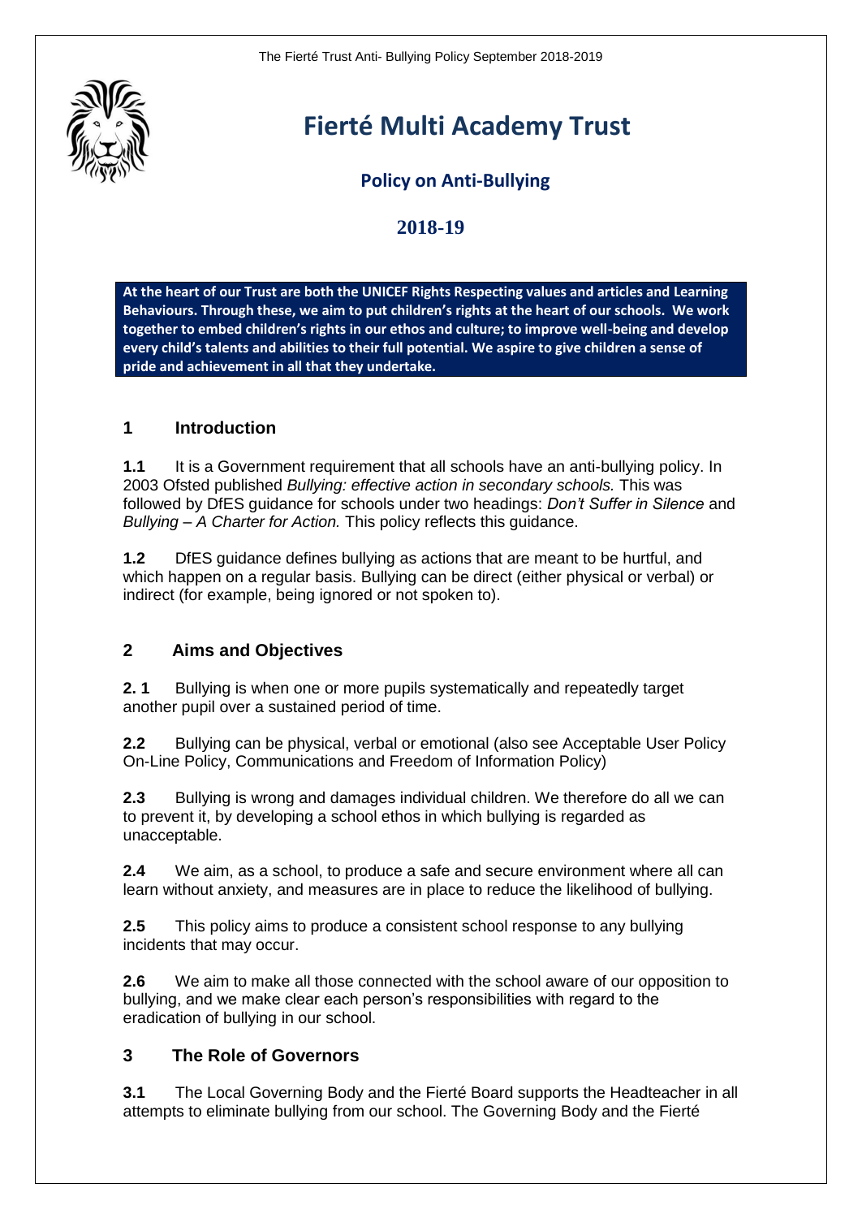# Fierté Multi Academy Trust

## Policy on Anti-Bullying

## 2018-19

**At the heart of our Trust are both the UNICEF Rights Respecting values and articles and Learning Behaviours. Through these, we aim to put children's rights at the heart of our schools. We work together to embed children's rights in our ethos and culture; to improve well-being and develop every child's talents and abilities to their full potential. We aspire to give children a sense of pride and achievement in all that they undertake.**

### 1 Introduction

**1.1** It is a Government requirement that all schools have an anti-bullying policy. In 2003 Ofsted published *Bullying: effective action in secondary schools.* This was followed by DfES guidance for schools under two headings: *Don't Suffer in Silence* and *Bullying – A Charter for Action.* This policy reflects this guidance.

**1.2** DfES guidance defines bullying as actions that are meant to be hurtful, and which happen on a regular basis. Bullying can be direct (either physical or verbal) or indirect (for example, being ignored or not spoken to).

### 2 Aims and Objectives

**2. 1** Bullying is when one or more pupils systematically and repeatedly target another pupil over a sustained period of time.

**2.2** Bullying can be physical, verbal or emotional (also see Acceptable User Policy On-Line Policy, Communications and Freedom of Information Policy)

**2.3** Bullying is wrong and damages individual children. We therefore do all we can to prevent it, by developing a school ethos in which bullying is regarded as unacceptable.

**2.4** We aim, as a school, to produce a safe and secure environment where all can learn without anxiety, and measures are in place to reduce the likelihood of bullying.

**2.5** This policy aims to produce a consistent school response to any bullying incidents that may occur.

**2.6** We aim to make all those connected with the school aware of our opposition to bullying, and we make clear each person's responsibilities with regard to the eradication of bullying in our school.

### 3 The Role of Governors

**3.1** The Local Governing Body and the Fierté Board supports the Headteacher in all attempts to eliminate bullying from our school. The Governing Body and the Fierté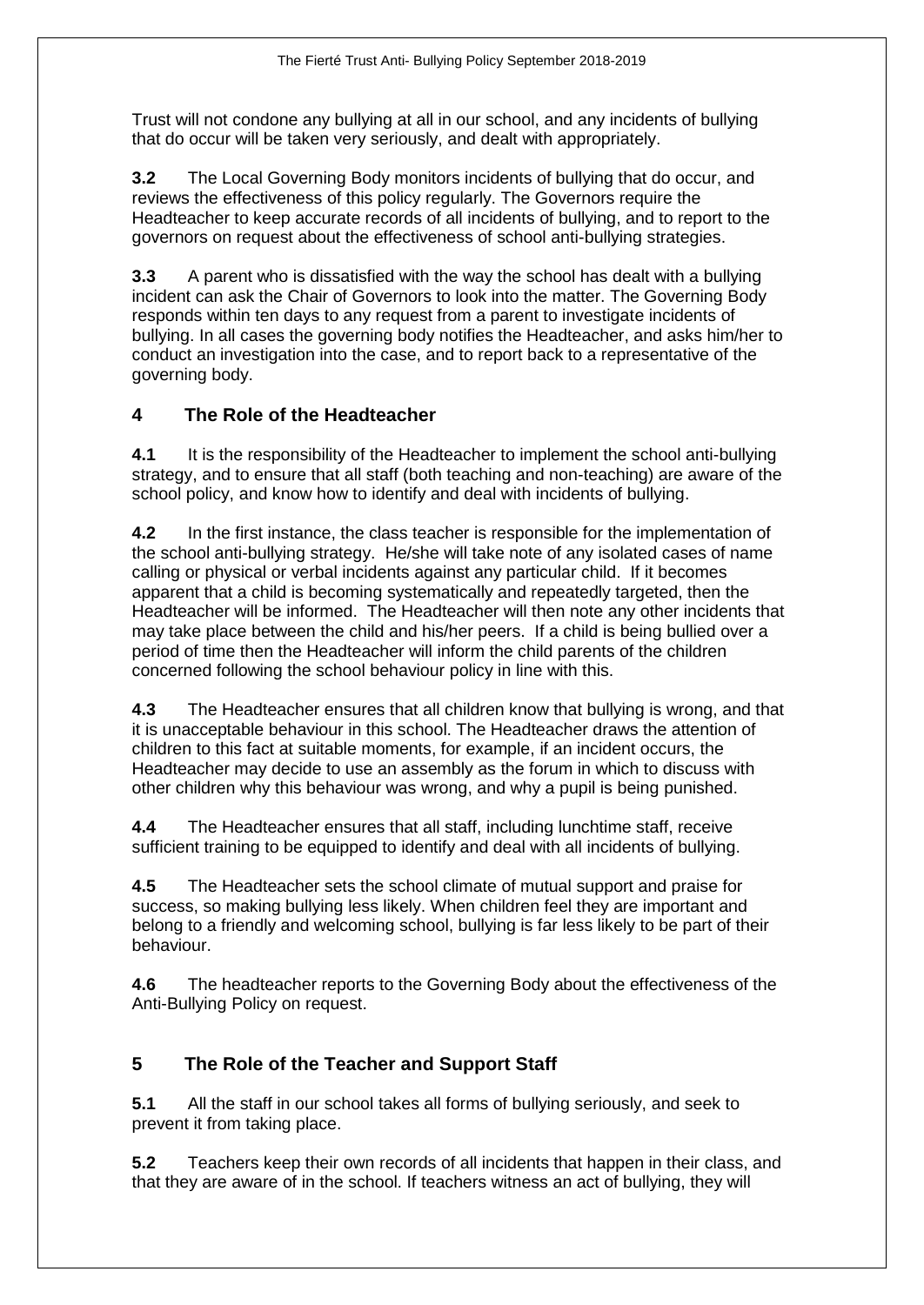Trust will not condone any bullying at all in our school, and any incidents of bullying that do occur will be taken very seriously, and dealt with appropriately.

**3.2** The Local Governing Body monitors incidents of bullying that do occur, and reviews the effectiveness of this policy regularly. The Governors require the Headteacher to keep accurate records of all incidents of bullying, and to report to the governors on request about the effectiveness of school anti-bullying strategies.

**3.3** A parent who is dissatisfied with the way the school has dealt with a bullying incident can ask the Chair of Governors to look into the matter. The Governing Body responds within ten days to any request from a parent to investigate incidents of bullying. In all cases the governing body notifies the Headteacher, and asks him/her to conduct an investigation into the case, and to report back to a representative of the governing body.

## 4 The Role of the Headteacher

**4.1** It is the responsibility of the Headteacher to implement the school anti-bullying strategy, and to ensure that all staff (both teaching and non-teaching) are aware of the school policy, and know how to identify and deal with incidents of bullying.

**4.2** In the first instance, the class teacher is responsible for the implementation of the school anti-bullying strategy. He/she will take note of any isolated cases of name calling or physical or verbal incidents against any particular child. If it becomes apparent that a child is becoming systematically and repeatedly targeted, then the Headteacher will be informed. The Headteacher will then note any other incidents that may take place between the child and his/her peers. If a child is being bullied over a period of time then the Headteacher will inform the child parents of the children concerned following the school behaviour policy in line with this.

**4.3** The Headteacher ensures that all children know that bullying is wrong, and that it is unacceptable behaviour in this school. The Headteacher draws the attention of children to this fact at suitable moments, for example, if an incident occurs, the Headteacher may decide to use an assembly as the forum in which to discuss with other children why this behaviour was wrong, and why a pupil is being punished.

**4.4** The Headteacher ensures that all staff, including lunchtime staff, receive sufficient training to be equipped to identify and deal with all incidents of bullying.

**4.5** The Headteacher sets the school climate of mutual support and praise for success, so making bullying less likely. When children feel they are important and belong to a friendly and welcoming school, bullying is far less likely to be part of their behaviour.

**4.6** The headteacher reports to the Governing Body about the effectiveness of the Anti-Bullying Policy on request.

## 5 The Role of the Teacher and Support Staff

**5.1** All the staff in our school takes all forms of bullying seriously, and seek to prevent it from taking place.

**5.2** Teachers keep their own records of all incidents that happen in their class, and that they are aware of in the school. If teachers witness an act of bullying, they will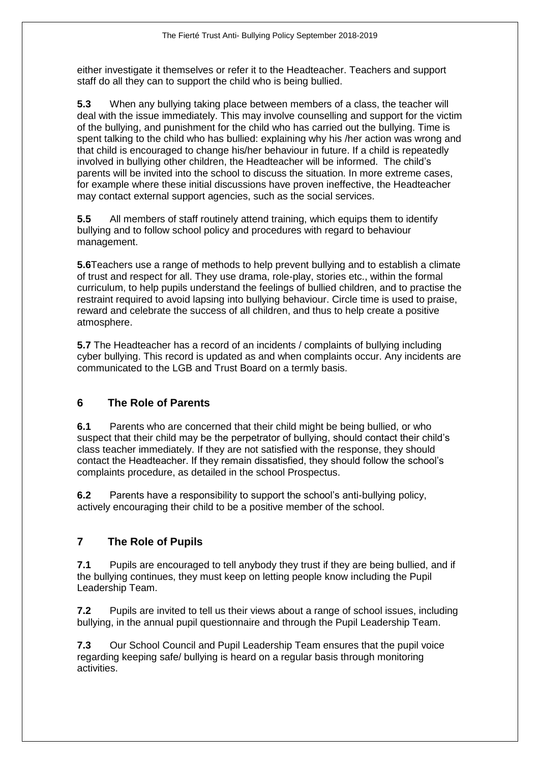either investigate it themselves or refer it to the Headteacher. Teachers and support staff do all they can to support the child who is being bullied.

**5.3** When any bullying taking place between members of a class, the teacher will deal with the issue immediately. This may involve counselling and support for the victim of the bullying, and punishment for the child who has carried out the bullying. Time is spent talking to the child who has bullied: explaining why his /her action was wrong and that child is encouraged to change his/her behaviour in future. If a child is repeatedly involved in bullying other children, the Headteacher will be informed. The child's parents will be invited into the school to discuss the situation. In more extreme cases, for example where these initial discussions have proven ineffective, the Headteacher may contact external support agencies, such as the social services.

**5.5** All members of staff routinely attend training, which equips them to identify bullying and to follow school policy and procedures with regard to behaviour management.

**5.6**Teachers use a range of methods to help prevent bullying and to establish a climate of trust and respect for all. They use drama, role-play, stories etc., within the formal curriculum, to help pupils understand the feelings of bullied children, and to practise the restraint required to avoid lapsing into bullying behaviour. Circle time is used to praise, reward and celebrate the success of all children, and thus to help create a positive atmosphere.

**5.7** The Headteacher has a record of an incidents / complaints of bullying including cyber bullying. This record is updated as and when complaints occur. Any incidents are communicated to the LGB and Trust Board on a termly basis.

## 6 The Role of Parents

**6.1** Parents who are concerned that their child might be being bullied, or who suspect that their child may be the perpetrator of bullying, should contact their child's class teacher immediately. If they are not satisfied with the response, they should contact the Headteacher. If they remain dissatisfied, they should follow the school's complaints procedure, as detailed in the school Prospectus.

**6.2** Parents have a responsibility to support the school's anti-bullying policy, actively encouraging their child to be a positive member of the school.

## 7 The Role of Pupils

**7.1** Pupils are encouraged to tell anybody they trust if they are being bullied, and if the bullying continues, they must keep on letting people know including the Pupil Leadership Team.

**7.2** Pupils are invited to tell us their views about a range of school issues, including bullying, in the annual pupil questionnaire and through the Pupil Leadership Team.

**7.3** Our School Council and Pupil Leadership Team ensures that the pupil voice regarding keeping safe/ bullying is heard on a regular basis through monitoring activities.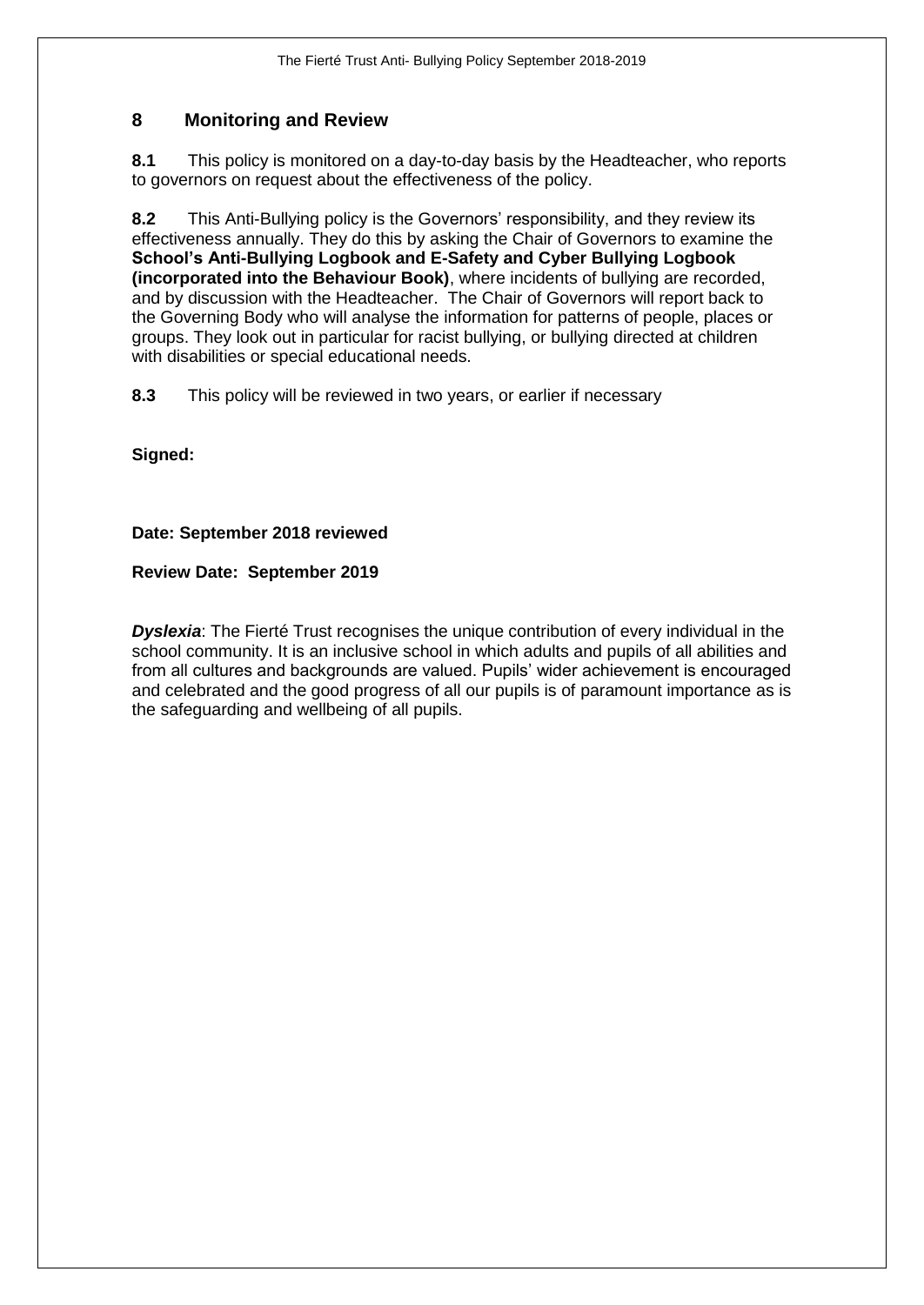## 8 Monitoring and Review

**8.1** This policy is monitored on a day-to-day basis by the Headteacher, who reports to governors on request about the effectiveness of the policy.

**8.2** This Anti-Bullying policy is the Governors' responsibility, and they review its effectiveness annually. They do this by asking the Chair of Governors to examine the **School's Anti-Bullying Logbook and E-Safety and Cyber Bullying Logbook (incorporated into the Behaviour Book)**, where incidents of bullying are recorded, and by discussion with the Headteacher. The Chair of Governors will report back to the Governing Body who will analyse the information for patterns of people, places or groups. They look out in particular for racist bullying, or bullying directed at children with disabilities or special educational needs.

**8.3** This policy will be reviewed in two years, or earlier if necessary

**Signed:**

**Date: September 2018 reviewed**

**Review Date: September 2019**

***Dyslexia***: The Fierté Trust recognises the unique contribution of every individual in the school community. It is an inclusive school in which adults and pupils of all abilities and from all cultures and backgrounds are valued. Pupils' wider achievement is encouraged and celebrated and the good progress of all our pupils is of paramount importance as is the safeguarding and wellbeing of all pupils.